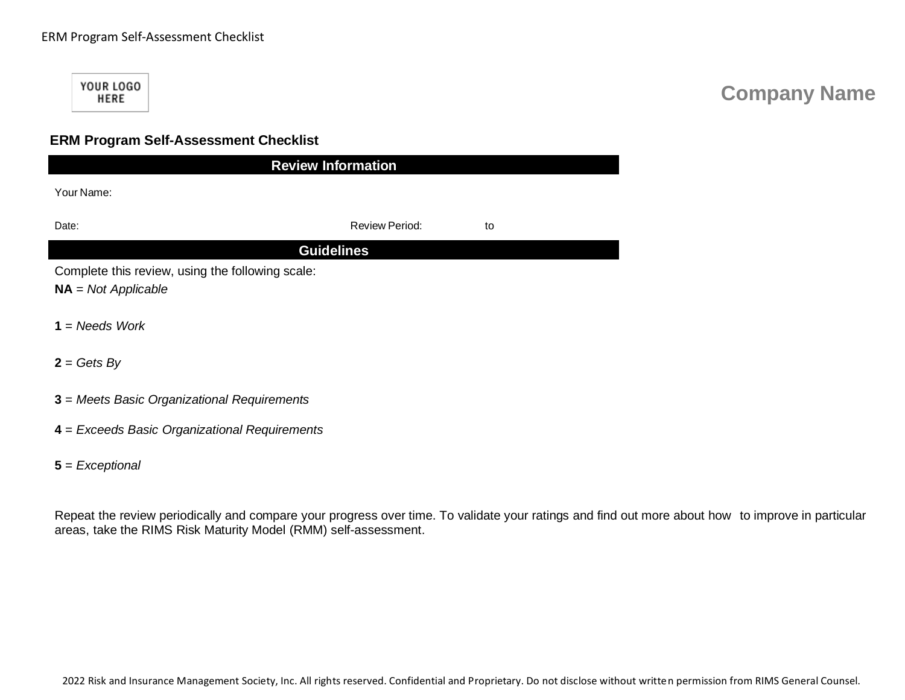YOUR LOGO HERE

**Company Name**

## ERM Program Self-Assessment Checklist

### Review Information

Your Name:

Date: Review Period: to

### Guidelines

Complete this review, using the following scale:

**NA** = *Not Applicable*

**1** = *Needs Work*

**2** = *Gets By*

**3** = *Meets Basic Organizational Requirements*

**4** = *Exceeds Basic Organizational Requirements*

**5** = *Exceptional*

Repeat the review periodically and compare your progress over time. To validate your ratings and find out more about how to improve in particular areas, take the RIMS Risk Maturity Model (RMM) self-assessment.

2022 Risk and Insurance Management Society, Inc. All rights reserved. Confidential and Proprietary. Do not disclose without written permission from RIMS General Counsel.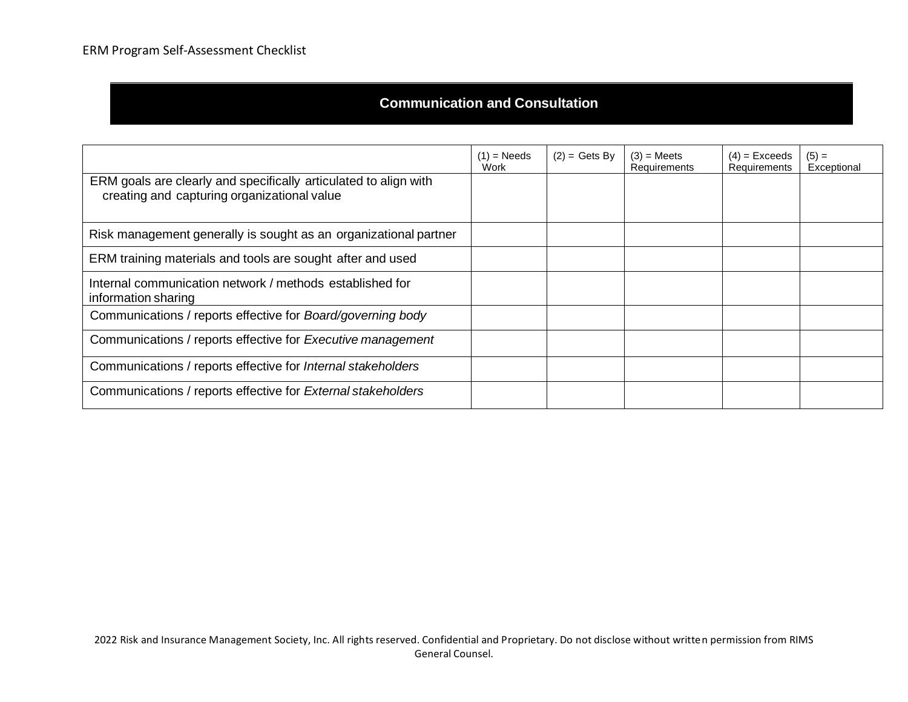## Communication and Consultation

| | (1) = Needs Work | (2) = Gets By | (3) = Meets Requirements | (4) = Exceeds Requirements | (5) = Exceptional |
|---|---|---|---|---|---|
| ERM goals are clearly and specifically articulated to align with creating and capturing organizational value | | | | | |
| Risk management generally is sought as an organizational partner | | | | | |
| ERM training materials and tools are sought after and used | | | | | |
| Internal communication network / methods established for information sharing | | | | | |
| Communications / reports effective for *Board/governing body* | | | | | |
| Communications / reports effective for *Executive management* | | | | | |
| Communications / reports effective for *Internal stakeholders* | | | | | |
| Communications / reports effective for *External stakeholders* | | | | | |

2022 Risk and Insurance Management Society, Inc. All rights reserved. Confidential and Proprietary. Do not disclose without written permission from RIMS General Counsel.